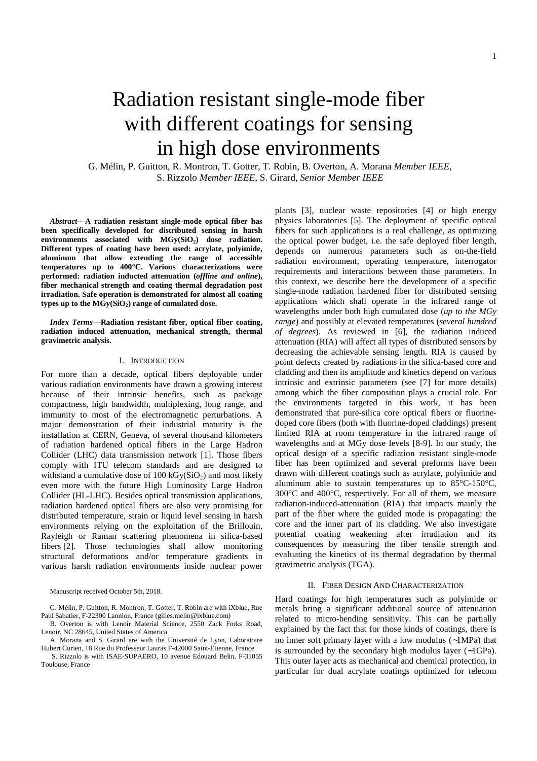# Radiation resistant single-mode fiber with different coatings for sensing in high dose environments

G. Mélin, P. Guitton, R. Montron, T. Gotter, T. Robin, B. Overton, A. Morana *Member IEEE*, S. Rizzolo *Member IEEE*, S. Girard, *Senior Member IEEE*

***Abstract*—A radiation resistant single-mode optical fiber has been specifically developed for distributed sensing in harsh environments associated with MGy($SiO_2$) dose radiation. Different types of coating have been used: acrylate, polyimide, aluminum that allow extending the range of accessible temperatures up to 400°C. Various characterizations were performed: radiation inducted attenuation (*offline and online*), fiber mechanical strength and coating thermal degradation post irradiation. Safe operation is demonstrated for almost all coating types up to the MGy($SiO_2$) range of cumulated dose.**

***Index Terms*—Radiation resistant fiber, optical fiber coating, radiation induced attenuation, mechanical strength, thermal gravimetric analysis.**

## I. Introduction

For more than a decade, optical fibers deployable under various radiation environments have drawn a growing interest because of their intrinsic benefits, such as package compactness, high bandwidth, multiplexing, long range, and immunity to most of the electromagnetic perturbations. A major demonstration of their industrial maturity is the installation at CERN, Geneva, of several thousand kilometers of radiation hardened optical fibers in the Large Hadron Collider (LHC) data transmission network [1]. Those fibers comply with ITU telecom standards and are designed to withstand a cumulative dose of 100 kGy($SiO_2$) and most likely even more with the future High Luminosity Large Hadron Collider (HL-LHC). Besides optical transmission applications, radiation hardened optical fibers are also very promising for distributed temperature, strain or liquid level sensing in harsh environments relying on the exploitation of the Brillouin, Rayleigh or Raman scattering phenomena in silica-based fibers [2]. Those technologies shall allow monitoring structural deformations and/or temperature gradients in various harsh radiation environments inside nuclear power plants [3], nuclear waste repositories [4] or high energy physics laboratories [5]. The deployment of specific optical fibers for such applications is a real challenge, as optimizing the optical power budget, i.e. the safe deployed fiber length, depends on numerous parameters such as on-the-field radiation environment, operating temperature, interrogator requirements and interactions between those parameters. In this context, we describe here the development of a specific single-mode radiation hardened fiber for distributed sensing applications which shall operate in the infrared range of wavelengths under both high cumulated dose (*up to the MGy range*) and possibly at elevated temperatures (*several hundred of degrees*). As reviewed in [6], the radiation induced attenuation (RIA) will affect all types of distributed sensors by decreasing the achievable sensing length. RIA is caused by point defects created by radiations in the silica-based core and cladding and then its amplitude and kinetics depend on various intrinsic and extrinsic parameters (see [7] for more details) among which the fiber composition plays a crucial role. For the environments targeted in this work, it has been demonstrated that pure-silica core optical fibers or fluorine-doped core fibers (both with fluorine-doped claddings) present limited RIA at room temperature in the infrared range of wavelengths and at MGy dose levels [8-9]. In our study, the optical design of a specific radiation resistant single-mode fiber has been optimized and several preforms have been drawn with different coatings such as acrylate, polyimide and aluminum able to sustain temperatures up to 85°C-150°C, 300°C and 400°C, respectively. For all of them, we measure radiation-induced-attenuation (RIA) that impacts mainly the part of the fiber where the guided mode is propagating: the core and the inner part of its cladding. We also investigate potential coating weakening after irradiation and its consequences by measuring the fiber tensile strength and evaluating the kinetics of its thermal degradation by thermal gravimetric analysis (TGA).

## II. Fiber Design And Characterization

Hard coatings for high temperatures such as polyimide or metals bring a significant additional source of attenuation related to micro-bending sensitivity. This can be partially explained by the fact that for those kinds of coatings, there is no inner soft primary layer with a low modulus (~1MPa) that is surrounded by the secondary high modulus layer (~1GPa). This outer layer acts as mechanical and chemical protection, in particular for dual acrylate coatings optimized for telecom

Manuscript received October 5th, 2018.

G. Mélin, P. Guitton, R. Montron, T. Gotter, T. Robin are with iXblue, Rue Paul Sabatier, F-22300 Lannion, France (gilles.melin@ixblue.com)

B. Overton is with Lenoir Material Science, 2550 Zack Forks Road, Lenoir, NC 28645, United States of America

A. Morana and S. Girard are with the Université de Lyon, Laboratoire Hubert Curien, 18 Rue du Professeur Lauras F-42000 Saint-Etienne, France

S. Rizzolo is with ISAE-SUPAERO, 10 avenue Edouard Belin, F-31055 Toulouse, France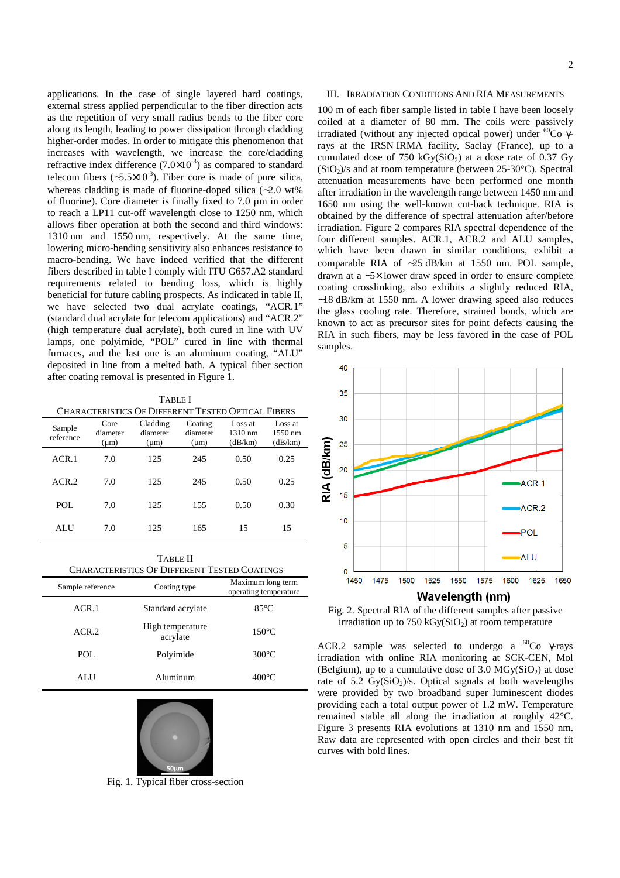applications. In the case of single layered hard coatings, external stress applied perpendicular to the fiber direction acts as the repetition of very small radius bends to the fiber core along its length, leading to power dissipation through cladding higher-order modes. In order to mitigate this phenomenon that increases with wavelength, we increase the core/cladding refractive index difference ($7.0\times10^{-3}$) as compared to standard telecom fibers ($\sim5.5\times10^{-3}$). Fiber core is made of pure silica, whereas cladding is made of fluorine-doped silica (~2.0 wt% of fluorine). Core diameter is finally fixed to 7.0 µm in order to reach a LP11 cut-off wavelength close to 1250 nm, which allows fiber operation at both the second and third windows: 1310 nm and 1550 nm, respectively. At the same time, lowering micro-bending sensitivity also enhances resistance to macro-bending. We have indeed verified that the different fibers described in table I comply with ITU G657.A2 standard requirements related to bending loss, which is highly beneficial for future cabling prospects. As indicated in table II, we have selected two dual acrylate coatings, "ACR.1" (standard dual acrylate for telecom applications) and "ACR.2" (high temperature dual acrylate), both cured in line with UV lamps, one polyimide, "POL" cured in line with thermal furnaces, and the last one is an aluminum coating, "ALU" deposited in line from a melted bath. A typical fiber section after coating removal is presented in Figure 1.

TABLE I
CHARACTERISTICS OF DIFFERENT TESTED OPTICAL FIBERS

| Sample reference | Core diameter (µm) | Cladding diameter (µm) | Coating diameter (µm) | Loss at 1310 nm (dB/km) | Loss at 1550 nm (dB/km) |
|---|---|---|---|---|---|
| ACR.1 | 7.0 | 125 | 245 | 0.50 | 0.25 |
| ACR.2 | 7.0 | 125 | 245 | 0.50 | 0.25 |
| POL | 7.0 | 125 | 155 | 0.50 | 0.30 |
| ALU | 7.0 | 125 | 165 | 15 | 15 |

TABLE II
CHARACTERISTICS OF DIFFERENT TESTED COATINGS

| Sample reference | Coating type | Maximum long term operating temperature |
|---|---|---|
| ACR.1 | Standard acrylate | 85°C |
| ACR.2 | High temperature acrylate | 150°C |
| POL | Polyimide | 300°C |
| ALU | Aluminum | 400°C |

Fig. 1. Typical fiber cross-section

## III. IRRADIATION CONDITIONS AND RIA MEASUREMENTS

100 m of each fiber sample listed in table I have been loosely coiled at a diameter of 80 mm. The coils were passively irradiated (without any injected optical power) under $^{60}$Co γ-rays at the IRSN IRMA facility, Saclay (France), up to a cumulated dose of 750 kGy($SiO_2$) at a dose rate of 0.37 Gy ($SiO_2$)/s and at room temperature (between 25-30°C). Spectral attenuation measurements have been performed one month after irradiation in the wavelength range between 1450 nm and 1650 nm using the well-known cut-back technique. RIA is obtained by the difference of spectral attenuation after/before irradiation. Figure 2 compares RIA spectral dependence of the four different samples. ACR.1, ACR.2 and ALU samples, which have been drawn in similar conditions, exhibit a comparable RIA of ~25 dB/km at 1550 nm. POL sample, drawn at a ~5× lower draw speed in order to ensure complete coating crosslinking, also exhibits a slightly reduced RIA, ~18 dB/km at 1550 nm. A lower drawing speed also reduces the glass cooling rate. Therefore, strained bonds, which are known to act as precursor sites for point defects causing the RIA in such fibers, may be less favored in the case of POL samples.

Fig. 2. Spectral RIA of the different samples after passive irradiation up to 750 kGy($SiO_2$) at room temperature

ACR.2 sample was selected to undergo a $^{60}$Co γ-rays irradiation with online RIA monitoring at SCK-CEN, Mol (Belgium), up to a cumulative dose of 3.0 MGy($SiO_2$) at dose rate of 5.2 Gy($SiO_2$)/s. Optical signals at both wavelengths were provided by two broadband super luminescent diodes providing each a total output power of 1.2 mW. Temperature remained stable all along the irradiation at roughly 42°C. Figure 3 presents RIA evolutions at 1310 nm and 1550 nm. Raw data are represented with open circles and their best fit curves with bold lines.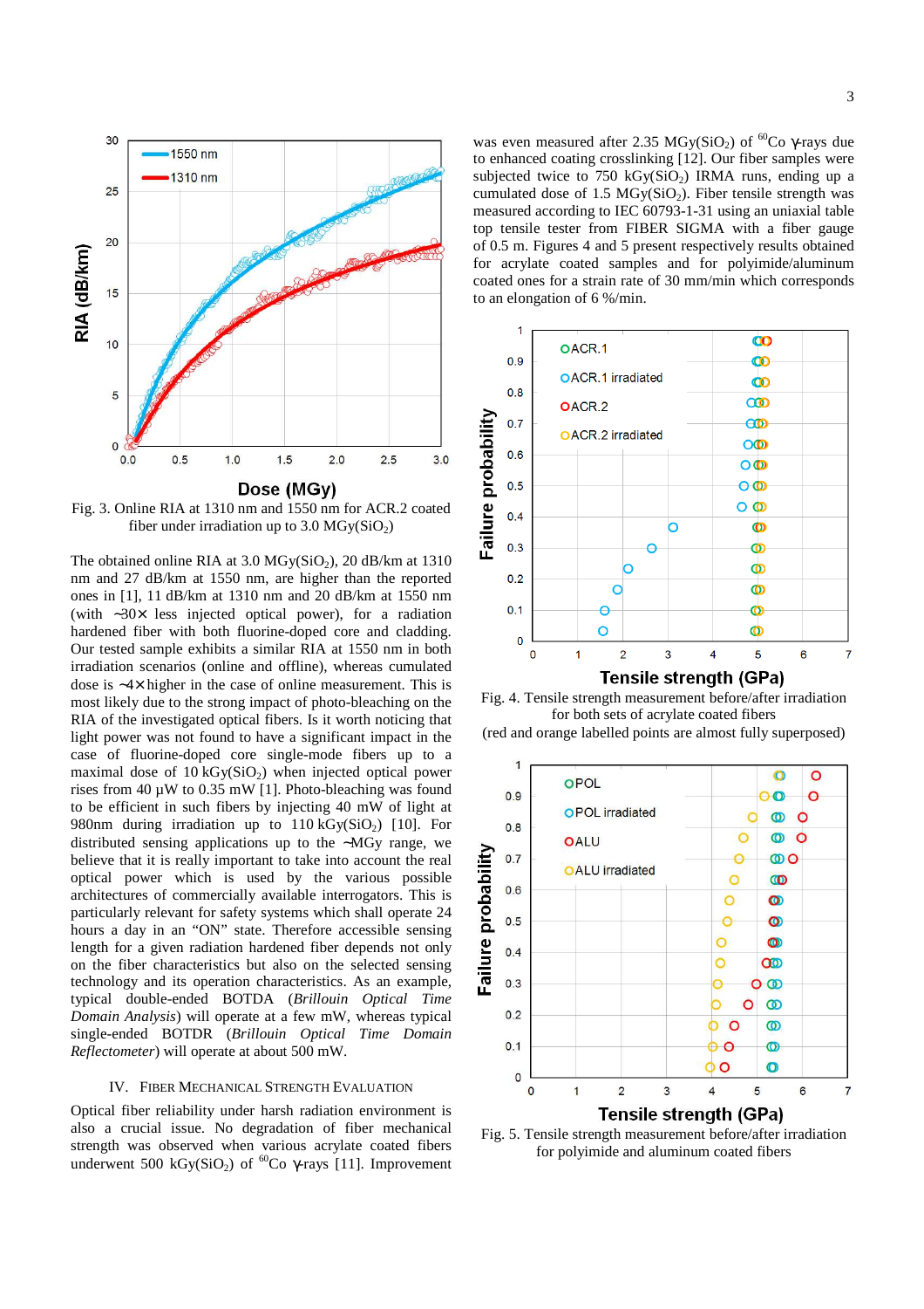Fig. 3. Online RIA at 1310 nm and 1550 nm for ACR.2 coated fiber under irradiation up to 3.0 MGy($SiO_2$)

The obtained online RIA at 3.0 MGy($SiO_2$), 20 dB/km at 1310 nm and 27 dB/km at 1550 nm, are higher than the reported ones in [1], 11 dB/km at 1310 nm and 20 dB/km at 1550 nm (with ~30× less injected optical power), for a radiation hardened fiber with both fluorine-doped core and cladding. Our tested sample exhibits a similar RIA at 1550 nm in both irradiation scenarios (online and offline), whereas cumulated dose is ~4× higher in the case of online measurement. This is most likely due to the strong impact of photo-bleaching on the RIA of the investigated optical fibers. Is it worth noticing that light power was not found to have a significant impact in the case of fluorine-doped core single-mode fibers up to a maximal dose of 10 kGy($SiO_2$) when injected optical power rises from 40 µW to 0.35 mW [1]. Photo-bleaching was found to be efficient in such fibers by injecting 40 mW of light at 980nm during irradiation up to 110 kGy($SiO_2$) [10]. For distributed sensing applications up to the ~MGy range, we believe that it is really important to take into account the real optical power which is used by the various possible architectures of commercially available interrogators. This is particularly relevant for safety systems which shall operate 24 hours a day in an "ON" state. Therefore accessible sensing length for a given radiation hardened fiber depends not only on the fiber characteristics but also on the selected sensing technology and its operation characteristics. As an example, typical double-ended BOTDA (*Brillouin Optical Time Domain Analysis*) will operate at a few mW, whereas typical single-ended BOTDR (*Brillouin Optical Time Domain Reflectometer*) will operate at about 500 mW.

## IV. Fiber Mechanical Strength Evaluation

Optical fiber reliability under harsh radiation environment is also a crucial issue. No degradation of fiber mechanical strength was observed when various acrylate coated fibers underwent 500 kGy($SiO_2$) of $^{60}$Co γ-rays [11]. Improvement was even measured after 2.35 MGy($SiO_2$) of $^{60}$Co γ-rays due to enhanced coating crosslinking [12]. Our fiber samples were subjected twice to 750 kGy($SiO_2$) IRMA runs, ending up a cumulated dose of 1.5 MGy($SiO_2$). Fiber tensile strength was measured according to IEC 60793-1-31 using an uniaxial table top tensile tester from FIBER SIGMA with a fiber gauge of 0.5 m. Figures 4 and 5 present respectively results obtained for acrylate coated samples and for polyimide/aluminum coated ones for a strain rate of 30 mm/min which corresponds to an elongation of 6 %/min.

Fig. 4. Tensile strength measurement before/after irradiation for both sets of acrylate coated fibers (red and orange labelled points are almost fully superposed)

Fig. 5. Tensile strength measurement before/after irradiation for polyimide and aluminum coated fibers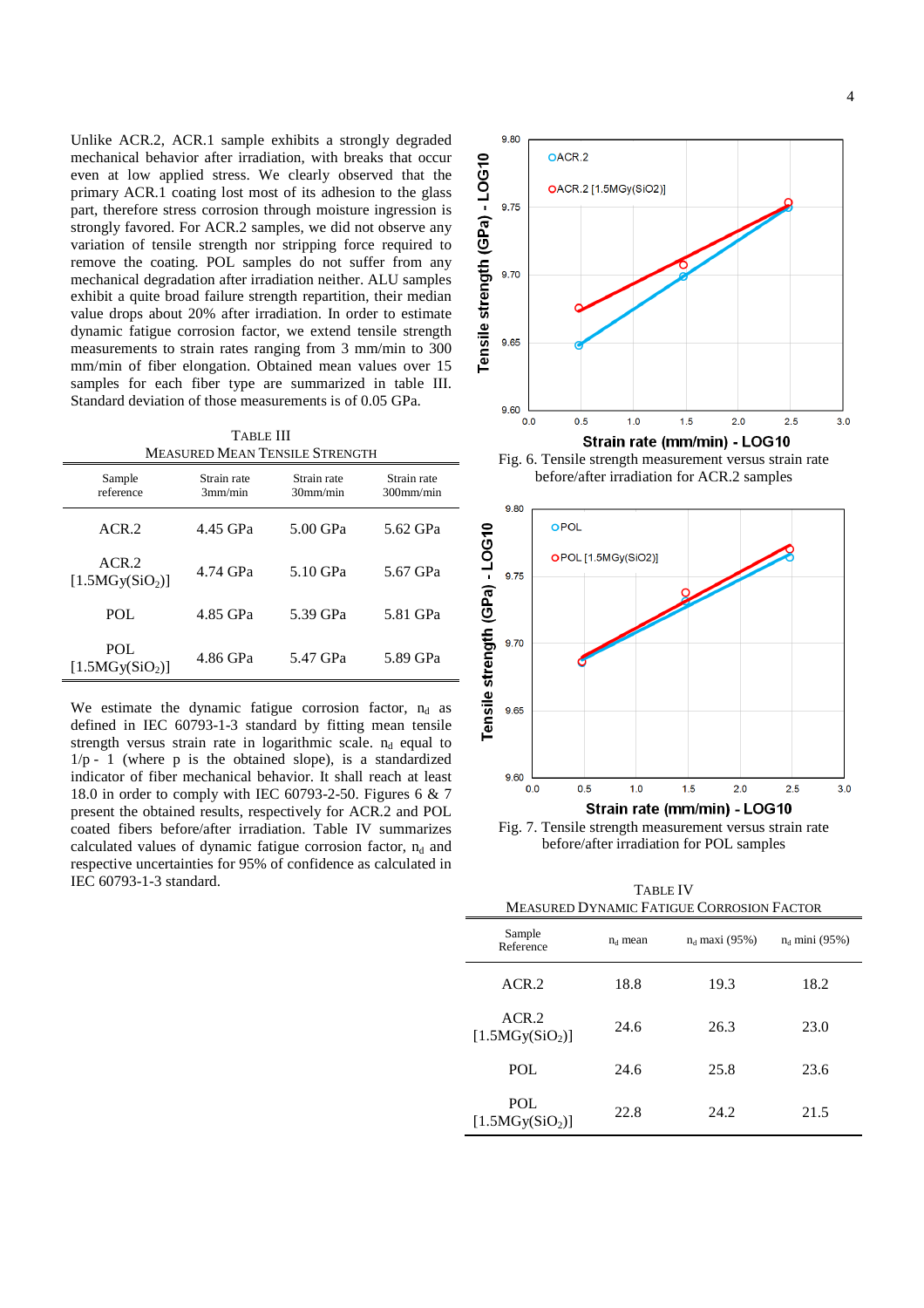Unlike ACR.2, ACR.1 sample exhibits a strongly degraded mechanical behavior after irradiation, with breaks that occur even at low applied stress. We clearly observed that the primary ACR.1 coating lost most of its adhesion to the glass part, therefore stress corrosion through moisture ingression is strongly favored. For ACR.2 samples, we did not observe any variation of tensile strength nor stripping force required to remove the coating. POL samples do not suffer from any mechanical degradation after irradiation neither. ALU samples exhibit a quite broad failure strength repartition, their median value drops about 20% after irradiation. In order to estimate dynamic fatigue corrosion factor, we extend tensile strength measurements to strain rates ranging from 3 mm/min to 300 mm/min of fiber elongation. Obtained mean values over 15 samples for each fiber type are summarized in table III. Standard deviation of those measurements is of 0.05 GPa.

TABLE III
MEASURED MEAN TENSILE STRENGTH

| Sample reference | Strain rate 3mm/min | Strain rate 30mm/min | Strain rate 300mm/min |
|---|---|---|---|
| ACR.2 | 4.45 GPa | 5.00 GPa | 5.62 GPa |
| ACR.2 [1.5MGy($SiO_2$)] | 4.74 GPa | 5.10 GPa | 5.67 GPa |
| POL | 4.85 GPa | 5.39 GPa | 5.81 GPa |
| POL [1.5MGy($SiO_2$)] | 4.86 GPa | 5.47 GPa | 5.89 GPa |

We estimate the dynamic fatigue corrosion factor, $n_d$ as defined in IEC 60793-1-3 standard by fitting mean tensile strength versus strain rate in logarithmic scale. $n_d$ equal to $1/p - 1$ (where p is the obtained slope), is a standardized indicator of fiber mechanical behavior. It shall reach at least 18.0 in order to comply with IEC 60793-2-50. Figures 6 & 7 present the obtained results, respectively for ACR.2 and POL coated fibers before/after irradiation. Table IV summarizes calculated values of dynamic fatigue corrosion factor, $n_d$ and respective uncertainties for 95% of confidence as calculated in IEC 60793-1-3 standard.

Fig. 6. Tensile strength measurement versus strain rate before/after irradiation for ACR.2 samples

Fig. 7. Tensile strength measurement versus strain rate before/after irradiation for POL samples

TABLE IV
MEASURED DYNAMIC FATIGUE CORROSION FACTOR

| Sample Reference | $n_d$ mean | $n_d$ maxi (95%) | $n_d$ mini (95%) |
|---|---|---|---|
| ACR.2 | 18.8 | 19.3 | 18.2 |
| ACR.2 [1.5MGy($SiO_2$)] | 24.6 | 26.3 | 23.0 |
| POL | 24.6 | 25.8 | 23.6 |
| POL [1.5MGy($SiO_2$)] | 22.8 | 24.2 | 21.5 |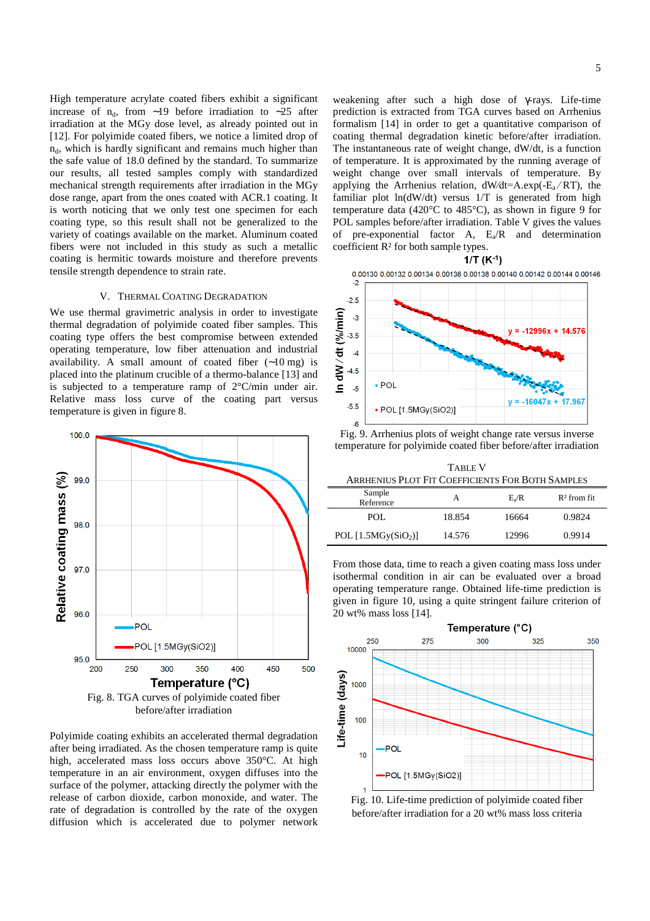High temperature acrylate coated fibers exhibit a significant increase of $n_d$, from ~19 before irradiation to ~25 after irradiation at the MGy dose level, as already pointed out in [12]. For polyimide coated fibers, we notice a limited drop of $n_d$, which is hardly significant and remains much higher than the safe value of 18.0 defined by the standard. To summarize our results, all tested samples comply with standardized mechanical strength requirements after irradiation in the MGy dose range, apart from the ones coated with ACR.1 coating. It is worth noticing that we only test one specimen for each coating type, so this result shall not be generalized to the variety of coatings available on the market. Aluminum coated fibers were not included in this study as such a metallic coating is hermitic towards moisture and therefore prevents tensile strength dependence to strain rate.

## V. Thermal Coating Degradation

We use thermal gravimetric analysis in order to investigate thermal degradation of polyimide coated fiber samples. This coating type offers the best compromise between extended operating temperature, low fiber attenuation and industrial availability. A small amount of coated fiber (~10 mg) is placed into the platinum crucible of a thermo-balance [13] and is subjected to a temperature ramp of 2°C/min under air. Relative mass loss curve of the coating part versus temperature is given in figure 8.

Fig. 8. TGA curves of polyimide coated fiber before/after irradiation

Polyimide coating exhibits an accelerated thermal degradation after being irradiated. As the chosen temperature ramp is quite high, accelerated mass loss occurs above 350°C. At high temperature in an air environment, oxygen diffuses into the surface of the polymer, attacking directly the polymer with the release of carbon dioxide, carbon monoxide, and water. The rate of degradation is controlled by the rate of the oxygen diffusion which is accelerated due to polymer network weakening after such a high dose of γ-rays. Life-time prediction is extracted from TGA curves based on Arrhenius formalism [14] in order to get a quantitative comparison of coating thermal degradation kinetic before/after irradiation. The instantaneous rate of weight change, dW/dt, is a function of temperature. It is approximated by the running average of weight change over small intervals of temperature. By applying the Arrhenius relation, $dW/dt = A.\exp(-E_a/RT)$, the familiar plot ln(dW/dt) versus 1/T is generated from high temperature data (420°C to 485°C), as shown in figure 9 for POL samples before/after irradiation. Table V gives the values of pre-exponential factor A, $E_a/R$ and determination coefficient $R^2$ for both sample types.

Fig. 9. Arrhenius plots of weight change rate versus inverse temperature for polyimide coated fiber before/after irradiation

TABLE V
ARRHENIUS PLOT FIT COEFFICIENTS FOR BOTH SAMPLES

| Sample Reference | A | $E_a/R$ | $R^2$ from fit |
|---|---|---|---|
| POL | 18.854 | 16664 | 0.9824 |
| POL [1.5MGy($SiO_2$)] | 14.576 | 12996 | 0.9914 |

From those data, time to reach a given coating mass loss under isothermal condition in air can be evaluated over a broad operating temperature range. Obtained life-time prediction is given in figure 10, using a quite stringent failure criterion of 20 wt% mass loss [14].

Fig. 10. Life-time prediction of polyimide coated fiber before/after irradiation for a 20 wt% mass loss criteria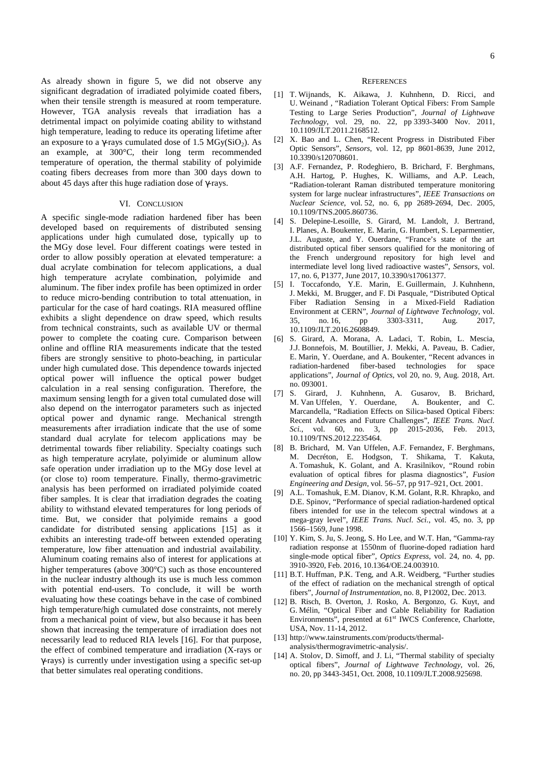As already shown in figure 5, we did not observe any significant degradation of irradiated polyimide coated fibers, when their tensile strength is measured at room temperature. However, TGA analysis reveals that irradiation has a detrimental impact on polyimide coating ability to withstand high temperature, leading to reduce its operating lifetime after an exposure to a γ-rays cumulated dose of 1.5 MGy($SiO_2$). As an example, at 300°C, their long term recommended temperature of operation, the thermal stability of polyimide coating fibers decreases from more than 300 days down to about 45 days after this huge radiation dose of γ-rays.

## VI. Conclusion

A specific single-mode radiation hardened fiber has been developed based on requirements of distributed sensing applications under high cumulated dose, typically up to the MGy dose level. Four different coatings were tested in order to allow possibly operation at elevated temperature: a dual acrylate combination for telecom applications, a dual high temperature acrylate combination, polyimide and aluminum. The fiber index profile has been optimized in order to reduce micro-bending contribution to total attenuation, in particular for the case of hard coatings. RIA measured offline exhibits a slight dependence on draw speed, which results from technical constraints, such as available UV or thermal power to complete the coating cure. Comparison between online and offline RIA measurements indicate that the tested fibers are strongly sensitive to photo-beaching, in particular under high cumulated dose. This dependence towards injected optical power will influence the optical power budget calculation in a real sensing configuration. Therefore, the maximum sensing length for a given total cumulated dose will also depend on the interrogator parameters such as injected optical power and dynamic range. Mechanical strength measurements after irradiation indicate that the use of some standard dual acrylate for telecom applications may be detrimental towards fiber reliability. Specialty coatings such as high temperature acrylate, polyimide or aluminum allow safe operation under irradiation up to the MGy dose level at (or close to) room temperature. Finally, thermo-gravimetric analysis has been performed on irradiated polyimide coated fiber samples. It is clear that irradiation degrades the coating ability to withstand elevated temperatures for long periods of time. But, we consider that polyimide remains a good candidate for distributed sensing applications [15] as it exhibits an interesting trade-off between extended operating temperature, low fiber attenuation and industrial availability. Aluminum coating remains also of interest for applications at higher temperatures (above 300°C) such as those encountered in the nuclear industry although its use is much less common with potential end-users. To conclude, it will be worth evaluating how these coatings behave in the case of combined high temperature/high cumulated dose constraints, not merely from a mechanical point of view, but also because it has been shown that increasing the temperature of irradiation does not necessarily lead to reduced RIA levels [16]. For that purpose, the effect of combined temperature and irradiation (X-rays or γ-rays) is currently under investigation using a specific set-up that better simulates real operating conditions.

## References

[1] T. Wijnands, K. Aikawa, J. Kuhnhenn, D. Ricci, and U. Weinand , "Radiation Tolerant Optical Fibers: From Sample Testing to Large Series Production", *Journal of Lightwave Technology*, vol. 29, no. 22, pp 3393-3400 Nov. 2011, 10.1109/JLT.2011.2168512.

[2] X. Bao and L. Chen, "Recent Progress in Distributed Fiber Optic Sensors", *Sensors*, vol. 12, pp 8601-8639, June 2012, 10.3390/s120708601.

[3] A.F. Fernandez, P. Rodeghiero, B. Brichard, F. Berghmans, A.H. Hartog, P. Hughes, K. Williams, and A.P. Leach, "Radiation-tolerant Raman distributed temperature monitoring system for large nuclear infrastructures", *IEEE Transactions on Nuclear Science*, vol. 52, no. 6, pp 2689-2694, Dec. 2005, 10.1109/TNS.2005.860736.

[4] S. Delepine-Lesoille, S. Girard, M. Landolt, J. Bertrand, I. Planes, A. Boukenter, E. Marin, G. Humbert, S. Leparmentier, J.L. Auguste, and Y. Ouerdane, "France's state of the art distributed optical fiber sensors qualified for the monitoring of the French underground repository for high level and intermediate level long lived radioactive wastes", *Sensors*, vol. 17, no. 6, P1377, June 2017, 10.3390/s17061377.

[5] I. Toccafondo, Y.E. Marin, E. Guillermain, J. Kuhnhenn, J. Mekki, M. Brugger, and F. Di Pasquale, "Distributed Optical Fiber Radiation Sensing in a Mixed-Field Radiation Environment at CERN", *Journal of Lightwave Technology*, vol. 35, no. 16, pp 3303-3311, Aug. 2017, 10.1109/JLT.2016.2608849.

[6] S. Girard, A. Morana, A. Ladaci, T. Robin, L. Mescia, J.J. Bonnefois, M. Boutillier, J. Mekki, A. Paveau, B. Cadier, E. Marin, Y. Ouerdane, and A. Boukenter, "Recent advances in radiation-hardened fiber-based technologies for space applications", *Journal of Optics*, vol 20, no. 9, Aug. 2018, Art. no. 093001.

[7] S. Girard, J. Kuhnhenn, A. Gusarov, B. Brichard, M. Van Uffelen, Y. Ouerdane, A. Boukenter, and C. Marcandella, "Radiation Effects on Silica-based Optical Fibers: Recent Advances and Future Challenges", *IEEE Trans. Nucl. Sci.*, vol. 60, no. 3, pp 2015-2036, Feb. 2013, 10.1109/TNS.2012.2235464.

[8] B. Brichard, M. Van Uffelen, A.F. Fernandez, F. Berghmans, M. Decréton, E. Hodgson, T. Shikama, T. Kakuta, A. Tomashuk, K. Golant, and A. Krasilnikov, "Round robin evaluation of optical fibres for plasma diagnostics", *Fusion Engineering and Design*, vol. 56–57, pp 917–921, Oct. 2001.

[9] A.L. Tomashuk, E.M. Dianov, K.M. Golant, R.R. Khrapko, and D.E. Spinov, "Performance of special radiation-hardened optical fibers intended for use in the telecom spectral windows at a mega-gray level", *IEEE Trans. Nucl. Sci.*, vol. 45, no. 3, pp 1566–1569, June 1998.

[10] Y. Kim, S. Ju, S. Jeong, S. Ho Lee, and W.T. Han, "Gamma-ray radiation response at 1550nm of fluorine-doped radiation hard single-mode optical fiber", *Optics Express*, vol. 24, no. 4, pp. 3910-3920, Feb. 2016, 10.1364/OE.24.003910.

[11] B.T. Huffman, P.K. Teng, and A.R. Weidberg, "Further studies of the effect of radiation on the mechanical strength of optical fibers", *Journal of Instrumentation*, no. 8, P12002, Dec. 2013.

[12] B. Risch, B. Overton, J. Rosko, A. Bergonzo, G. Kuyt, and G. Mélin, "Optical Fiber and Cable Reliability for Radiation Environments", presented at 61st IWCS Conference, Charlotte, USA, Nov. 11-14, 2012.

[13] http://www.tainstruments.com/products/thermal-analysis/thermogravimetric-analysis/.

[14] A. Stolov, D. Simoff, and J. Li, "Thermal stability of specialty optical fibers", *Journal of Lightwave Technology*, vol. 26, no. 20, pp 3443-3451, Oct. 2008, 10.1109/JLT.2008.925698.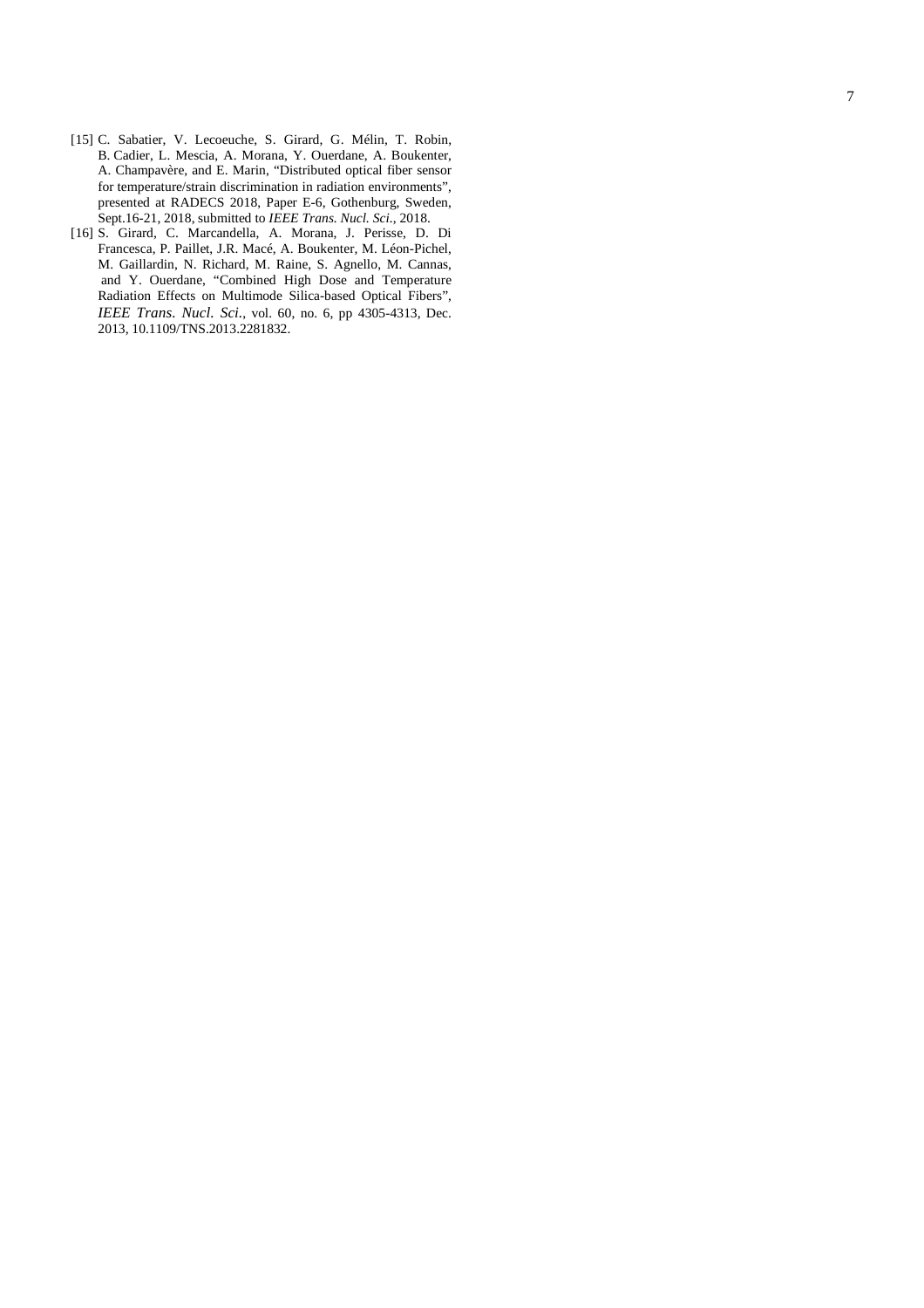[15] C. Sabatier, V. Lecoeuche, S. Girard, G. Mélin, T. Robin, B. Cadier, L. Mescia, A. Morana, Y. Ouerdane, A. Boukenter, A. Champavère, and E. Marin, "Distributed optical fiber sensor for temperature/strain discrimination in radiation environments", presented at RADECS 2018, Paper E-6, Gothenburg, Sweden, Sept.16-21, 2018, submitted to *IEEE Trans. Nucl. Sci*., 2018.

[16] S. Girard, C. Marcandella, A. Morana, J. Perisse, D. Di Francesca, P. Paillet, J.R. Macé, A. Boukenter, M. Léon-Pichel, M. Gaillardin, N. Richard, M. Raine, S. Agnello, M. Cannas, and Y. Ouerdane, "Combined High Dose and Temperature Radiation Effects on Multimode Silica-based Optical Fibers", *IEEE Trans. Nucl. Sci.*, vol. 60, no. 6, pp 4305-4313, Dec. 2013, 10.1109/TNS.2013.2281832.